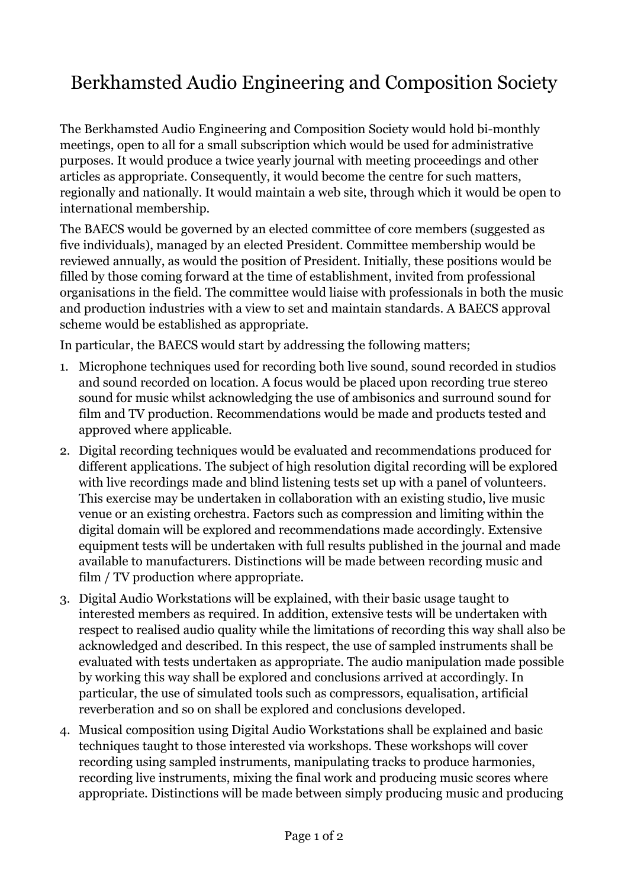# Berkhamsted Audio Engineering and Composition Society

The Berkhamsted Audio Engineering and Composition Society would hold bi-monthly meetings, open to all for a small subscription which would be used for administrative purposes. It would produce a twice yearly journal with meeting proceedings and other articles as appropriate. Consequently, it would become the centre for such matters, regionally and nationally. It would maintain a web site, through which it would be open to international membership.

The BAECS would be governed by an elected committee of core members (suggested as five individuals), managed by an elected President. Committee membership would be reviewed annually, as would the position of President. Initially, these positions would be filled by those coming forward at the time of establishment, invited from professional organisations in the field. The committee would liaise with professionals in both the music and production industries with a view to set and maintain standards. A BAECS approval scheme would be established as appropriate.

In particular, the BAECS would start by addressing the following matters;

1. Microphone techniques used for recording both live sound, sound recorded in studios and sound recorded on location. A focus would be placed upon recording true stereo sound for music whilst acknowledging the use of ambisonics and surround sound for film and TV production. Recommendations would be made and products tested and approved where applicable.
2. Digital recording techniques would be evaluated and recommendations produced for different applications. The subject of high resolution digital recording will be explored with live recordings made and blind listening tests set up with a panel of volunteers. This exercise may be undertaken in collaboration with an existing studio, live music venue or an existing orchestra. Factors such as compression and limiting within the digital domain will be explored and recommendations made accordingly. Extensive equipment tests will be undertaken with full results published in the journal and made available to manufacturers. Distinctions will be made between recording music and film / TV production where appropriate.
3. Digital Audio Workstations will be explained, with their basic usage taught to interested members as required. In addition, extensive tests will be undertaken with respect to realised audio quality while the limitations of recording this way shall also be acknowledged and described. In this respect, the use of sampled instruments shall be evaluated with tests undertaken as appropriate. The audio manipulation made possible by working this way shall be explored and conclusions arrived at accordingly. In particular, the use of simulated tools such as compressors, equalisation, artificial reverberation and so on shall be explored and conclusions developed.
4. Musical composition using Digital Audio Workstations shall be explained and basic techniques taught to those interested via workshops. These workshops will cover recording using sampled instruments, manipulating tracks to produce harmonies, recording live instruments, mixing the final work and producing music scores where appropriate. Distinctions will be made between simply producing music and producing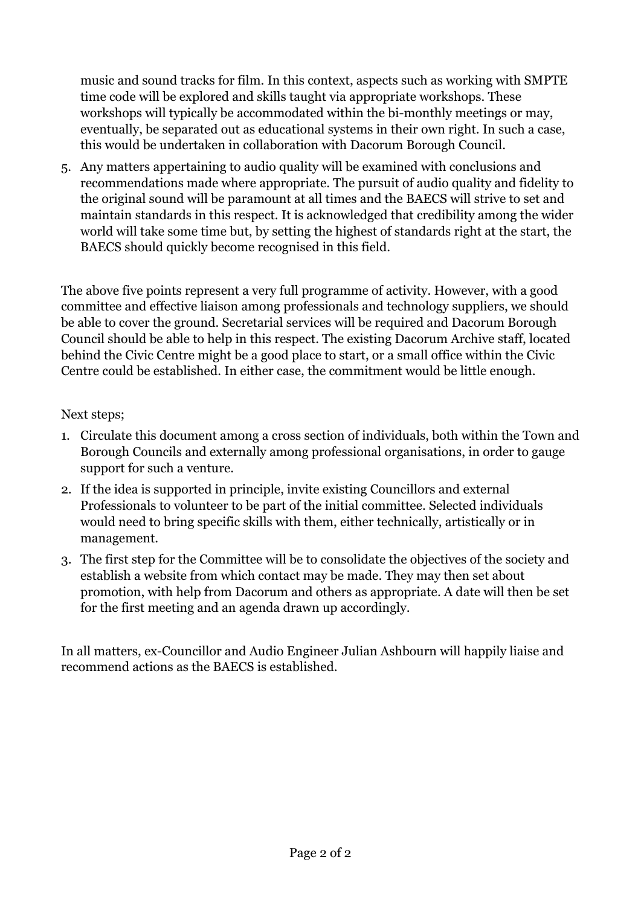music and sound tracks for film. In this context, aspects such as working with SMPTE time code will be explored and skills taught via appropriate workshops. These workshops will typically be accommodated within the bi-monthly meetings or may, eventually, be separated out as educational systems in their own right. In such a case, this would be undertaken in collaboration with Dacorum Borough Council.

5. Any matters appertaining to audio quality will be examined with conclusions and recommendations made where appropriate. The pursuit of audio quality and fidelity to the original sound will be paramount at all times and the BAECS will strive to set and maintain standards in this respect. It is acknowledged that credibility among the wider world will take some time but, by setting the highest of standards right at the start, the BAECS should quickly become recognised in this field.

The above five points represent a very full programme of activity. However, with a good committee and effective liaison among professionals and technology suppliers, we should be able to cover the ground. Secretarial services will be required and Dacorum Borough Council should be able to help in this respect. The existing Dacorum Archive staff, located behind the Civic Centre might be a good place to start, or a small office within the Civic Centre could be established. In either case, the commitment would be little enough.

Next steps;

1. Circulate this document among a cross section of individuals, both within the Town and Borough Councils and externally among professional organisations, in order to gauge support for such a venture.
2. If the idea is supported in principle, invite existing Councillors and external Professionals to volunteer to be part of the initial committee. Selected individuals would need to bring specific skills with them, either technically, artistically or in management.
3. The first step for the Committee will be to consolidate the objectives of the society and establish a website from which contact may be made. They may then set about promotion, with help from Dacorum and others as appropriate. A date will then be set for the first meeting and an agenda drawn up accordingly.

In all matters, ex-Councillor and Audio Engineer Julian Ashbourn will happily liaise and recommend actions as the BAECS is established.